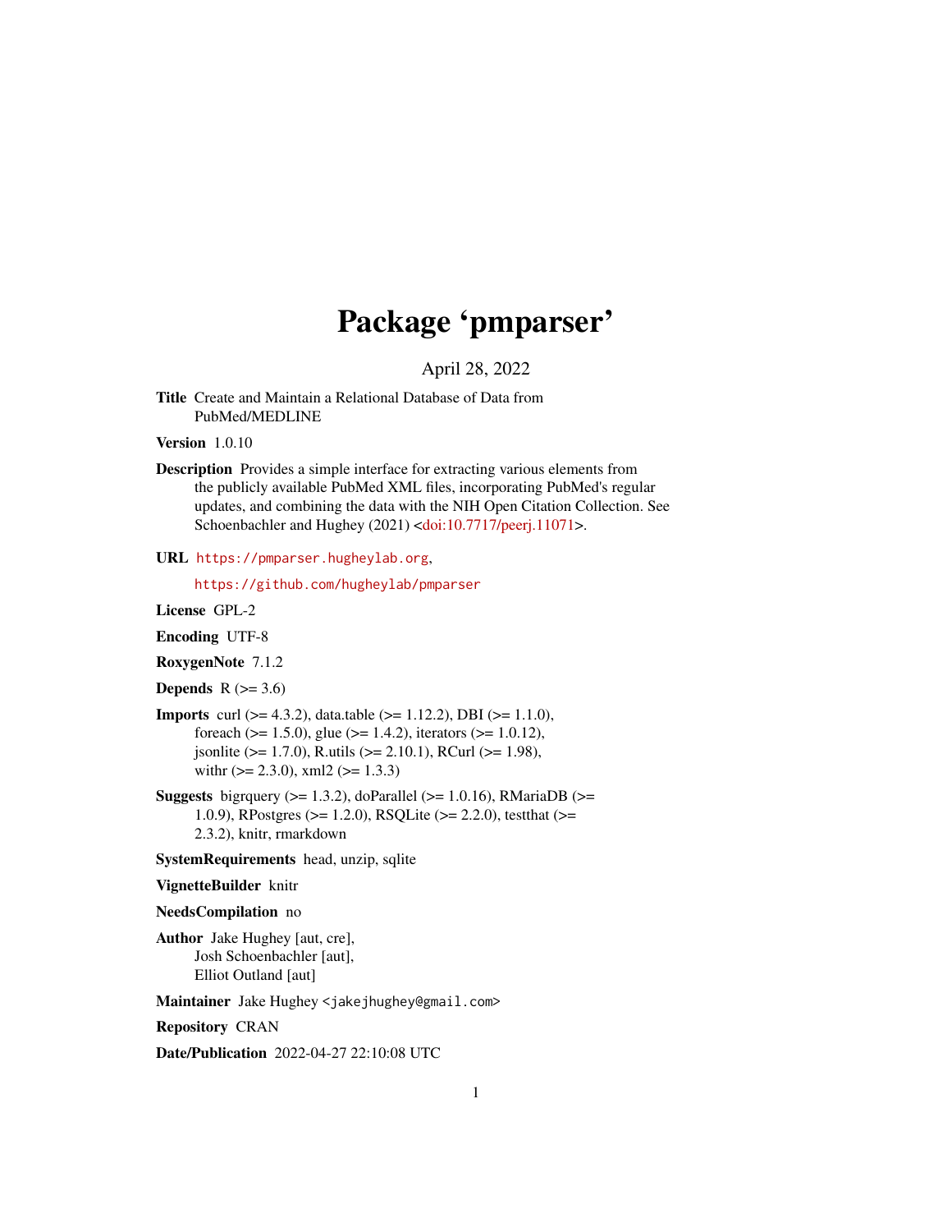# Package 'pmparser'

April 28, 2022

**Title** Create and Maintain a Relational Database of Data from PubMed/MEDLINE

**Version** 1.0.10

**Description** Provides a simple interface for extracting various elements from the publicly available PubMed XML files, incorporating PubMed's regular updates, and combining the data with the NIH Open Citation Collection. See Schoenbachler and Hughey (2021) <doi:10.7717/peerj.11071>.

**URL** https://pmparser.hugheylab.org,

https://github.com/hugheylab/pmparser

**License** GPL-2

**Encoding** UTF-8

**RoxygenNote** 7.1.2

**Depends** R (>= 3.6)

**Imports** curl (>= 4.3.2), data.table (>= 1.12.2), DBI (>= 1.1.0), foreach (>= 1.5.0), glue (>= 1.4.2), iterators (>= 1.0.12), jsonlite (>= 1.7.0), R.utils (>= 2.10.1), RCurl (>= 1.98), withr (>= 2.3.0), xml2 (>= 1.3.3)

**Suggests** bigrquery (>= 1.3.2), doParallel (>= 1.0.16), RMariaDB (>= 1.0.9), RPostgres (>= 1.2.0), RSQLite (>= 2.2.0), testthat (>= 2.3.2), knitr, rmarkdown

**SystemRequirements** head, unzip, sqlite

**VignetteBuilder** knitr

**NeedsCompilation** no

**Author** Jake Hughey [aut, cre], Josh Schoenbachler [aut], Elliot Outland [aut]

**Maintainer** Jake Hughey <jakejhughey@gmail.com>

**Repository** CRAN

**Date/Publication** 2022-04-27 22:10:08 UTC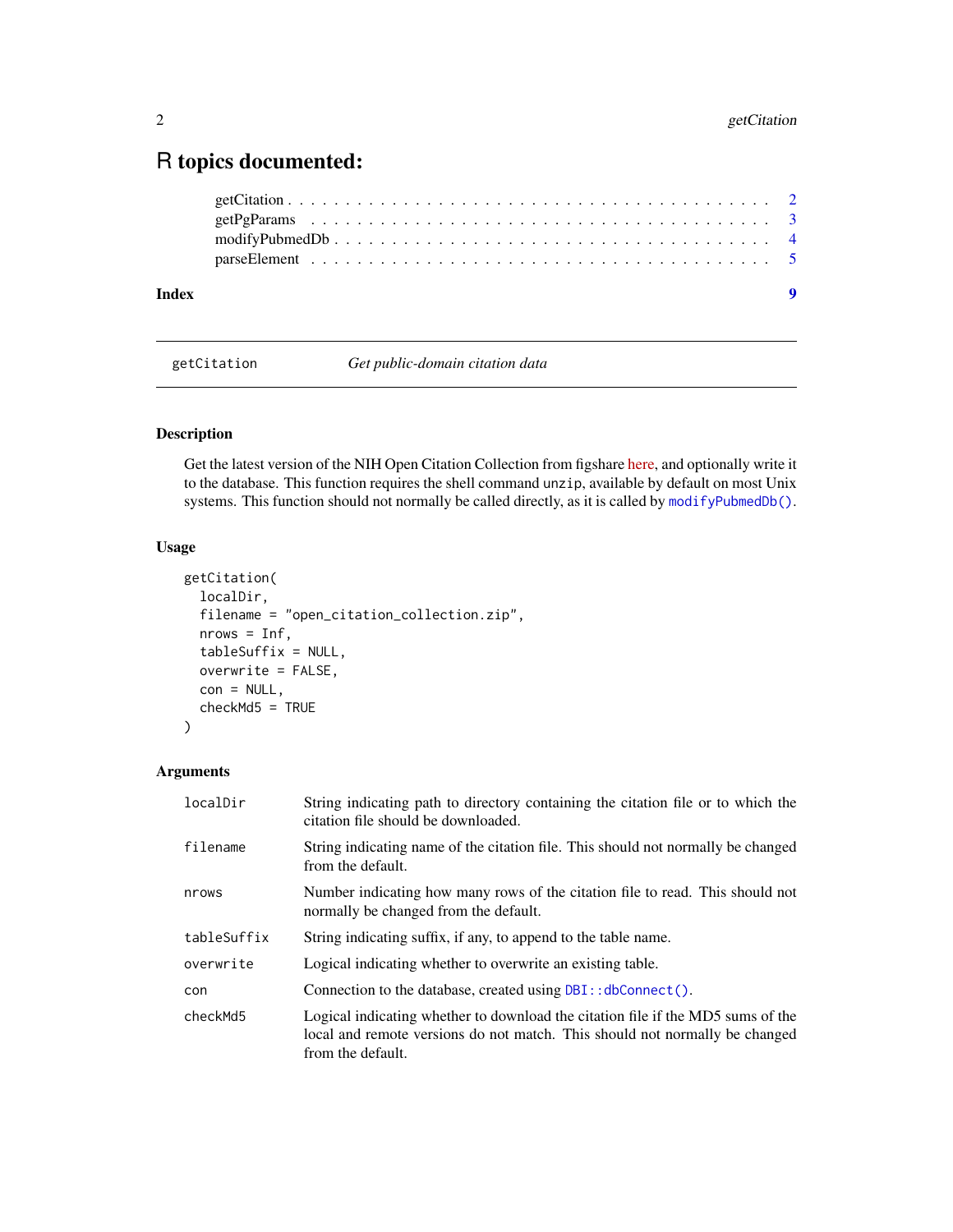# R topics documented:

getCitation . . . . . . . . . . . . . . . . . . . . . . . . . . . . . . . . . . . . . . . . 2
getPgParams . . . . . . . . . . . . . . . . . . . . . . . . . . . . . . . . . . . . . . . 3
modifyPubmedDb . . . . . . . . . . . . . . . . . . . . . . . . . . . . . . . . . . . . . 4
parseElement . . . . . . . . . . . . . . . . . . . . . . . . . . . . . . . . . . . . . . . 5

**Index** **9**

---

`getCitation` *Get public-domain citation data*

---

### Description

Get the latest version of the NIH Open Citation Collection from figshare here, and optionally write it to the database. This function requires the shell command `unzip`, available by default on most Unix systems. This function should not normally be called directly, as it is called by `modifyPubmedDb()`.

### Usage

```
getCitation(
  localDir,
  filename = "open_citation_collection.zip",
  nrows = Inf,
  tableSuffix = NULL,
  overwrite = FALSE,
  con = NULL,
  checkMd5 = TRUE
)
```

### Arguments

| | |
|---|---|
| `localDir` | String indicating path to directory containing the citation file or to which the citation file should be downloaded. |
| `filename` | String indicating name of the citation file. This should not normally be changed from the default. |
| `nrows` | Number indicating how many rows of the citation file to read. This should not normally be changed from the default. |
| `tableSuffix` | String indicating suffix, if any, to append to the table name. |
| `overwrite` | Logical indicating whether to overwrite an existing table. |
| `con` | Connection to the database, created using `DBI::dbConnect()`. |
| `checkMd5` | Logical indicating whether to download the citation file if the MD5 sums of the local and remote versions do not match. This should not normally be changed from the default. |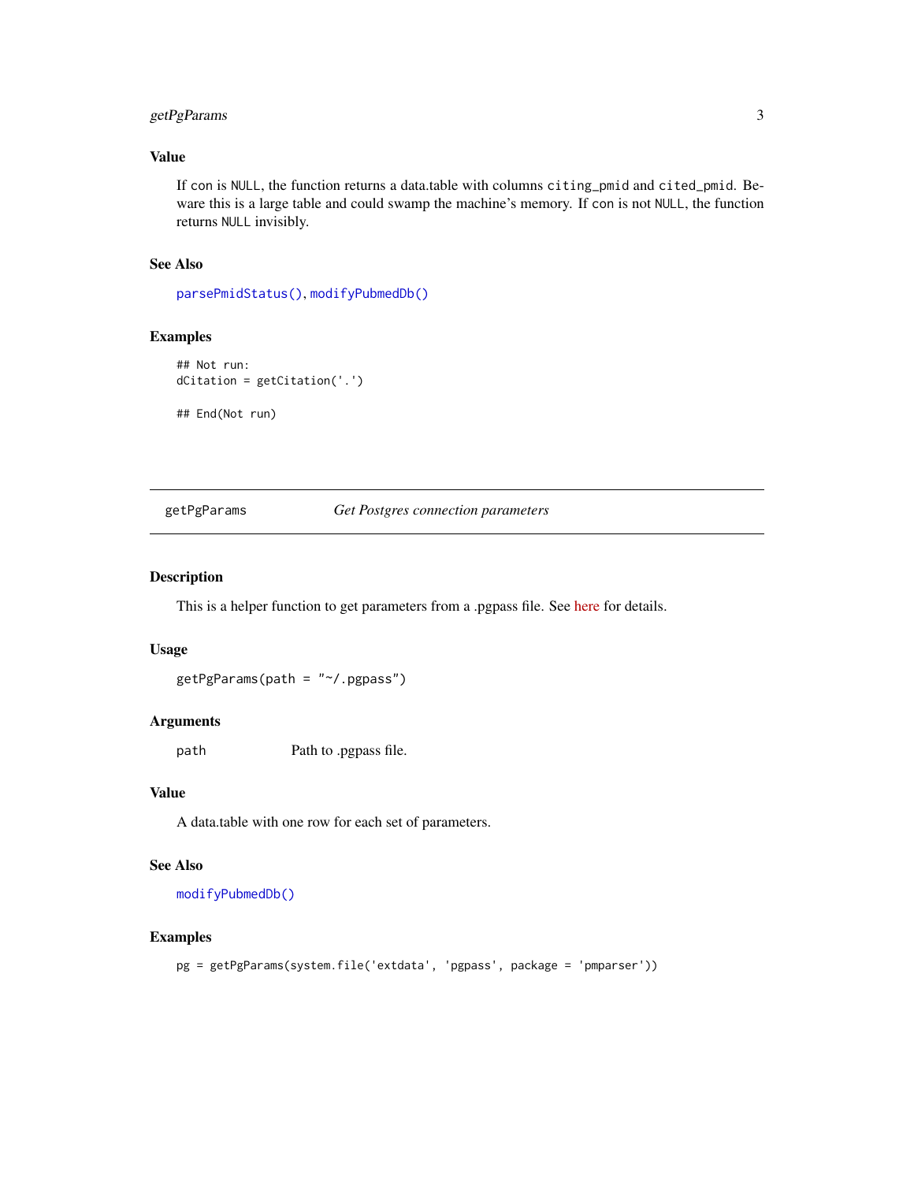### Value

If con is NULL, the function returns a data.table with columns citing_pmid and cited_pmid. Beware this is a large table and could swamp the machine's memory. If con is not NULL, the function returns NULL invisibly.

### See Also

parsePmidStatus(), modifyPubmedDb()

### Examples

```
## Not run:
dCitation = getCitation('.')

## End(Not run)
```

---

## getPgParams — *Get Postgres connection parameters*

---

### Description

This is a helper function to get parameters from a .pgpass file. See here for details.

### Usage

```
getPgParams(path = "~/.pgpass")
```

### Arguments

| | |
|---|---|
| path | Path to .pgpass file. |

### Value

A data.table with one row for each set of parameters.

### See Also

modifyPubmedDb()

### Examples

```
pg = getPgParams(system.file('extdata', 'pgpass', package = 'pmparser'))
```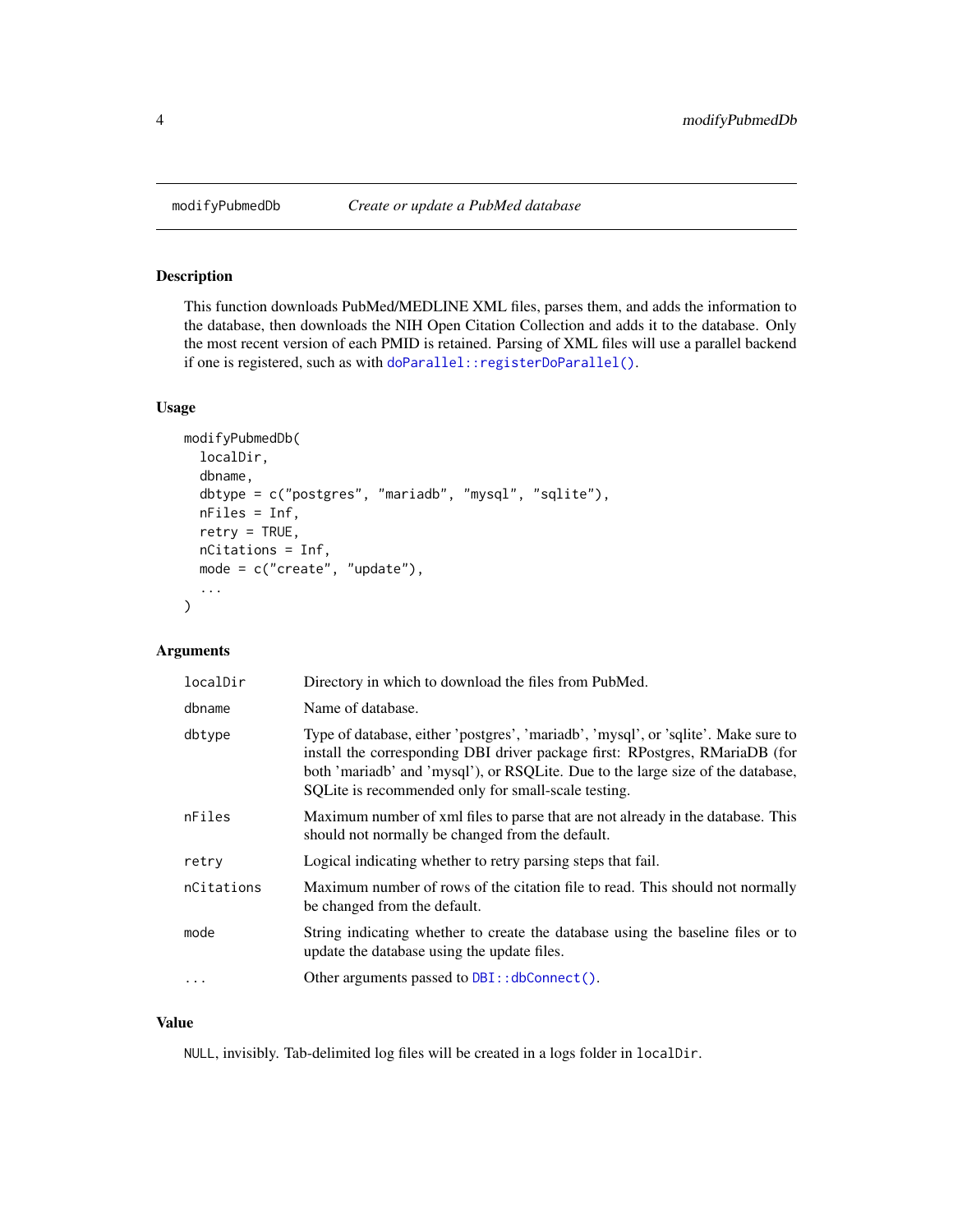## modifyPubmedDb — *Create or update a PubMed database*

### Description

This function downloads PubMed/MEDLINE XML files, parses them, and adds the information to the database, then downloads the NIH Open Citation Collection and adds it to the database. Only the most recent version of each PMID is retained. Parsing of XML files will use a parallel backend if one is registered, such as with `doParallel::registerDoParallel()`.

### Usage

```
modifyPubmedDb(
  localDir,
  dbname,
  dbtype = c("postgres", "mariadb", "mysql", "sqlite"),
  nFiles = Inf,
  retry = TRUE,
  nCitations = Inf,
  mode = c("create", "update"),
  ...
)
```

### Arguments

| Argument | Description |
| --- | --- |
| `localDir` | Directory in which to download the files from PubMed. |
| `dbname` | Name of database. |
| `dbtype` | Type of database, either 'postgres', 'mariadb', 'mysql', or 'sqlite'. Make sure to install the corresponding DBI driver package first: RPostgres, RMariaDB (for both 'mariadb' and 'mysql'), or RSQLite. Due to the large size of the database, SQLite is recommended only for small-scale testing. |
| `nFiles` | Maximum number of xml files to parse that are not already in the database. This should not normally be changed from the default. |
| `retry` | Logical indicating whether to retry parsing steps that fail. |
| `nCitations` | Maximum number of rows of the citation file to read. This should not normally be changed from the default. |
| `mode` | String indicating whether to create the database using the baseline files or to update the database using the update files. |
| `...` | Other arguments passed to `DBI::dbConnect()`. |

### Value

`NULL`, invisibly. Tab-delimited log files will be created in a logs folder in `localDir`.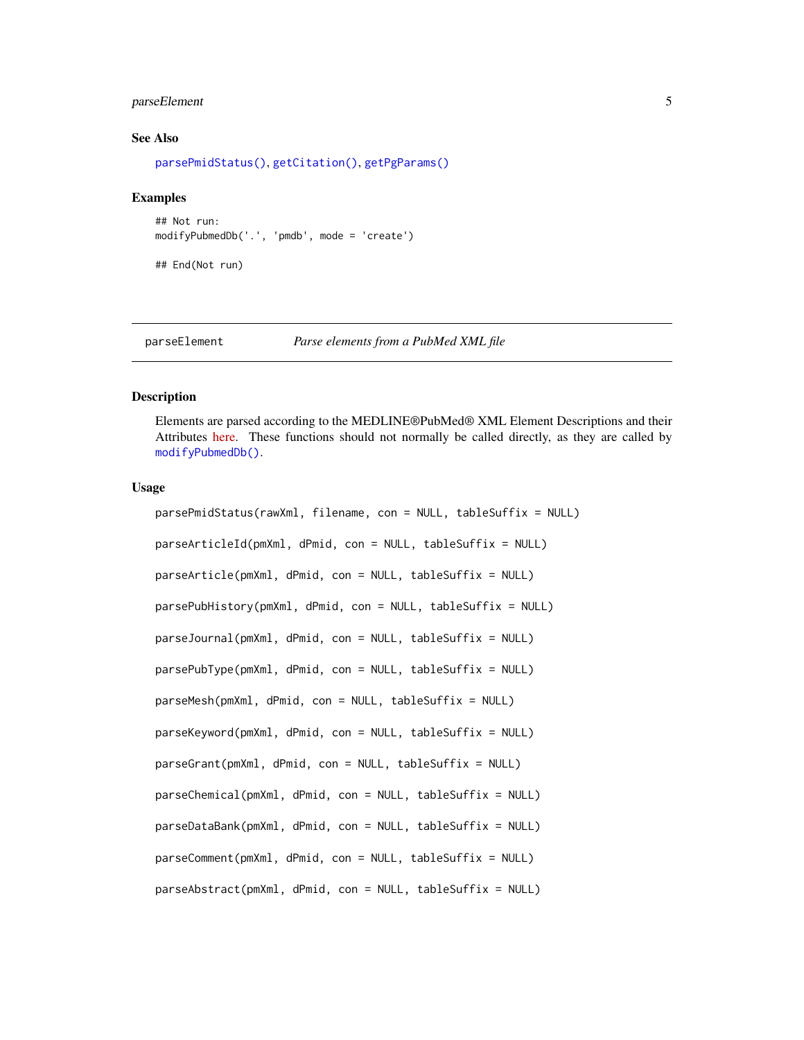## See Also

parsePmidStatus(), getCitation(), getPgParams()

## Examples

```
## Not run:
modifyPubmedDb('.', 'pmdb', mode = 'create')

## End(Not run)
```

---

# parseElement — *Parse elements from a PubMed XML file*

---

## Description

Elements are parsed according to the MEDLINE®PubMed® XML Element Descriptions and their Attributes here. These functions should not normally be called directly, as they are called by modifyPubmedDb().

## Usage

```
parsePmidStatus(rawXml, filename, con = NULL, tableSuffix = NULL)

parseArticleId(pmXml, dPmid, con = NULL, tableSuffix = NULL)

parseArticle(pmXml, dPmid, con = NULL, tableSuffix = NULL)

parsePubHistory(pmXml, dPmid, con = NULL, tableSuffix = NULL)

parseJournal(pmXml, dPmid, con = NULL, tableSuffix = NULL)

parsePubType(pmXml, dPmid, con = NULL, tableSuffix = NULL)

parseMesh(pmXml, dPmid, con = NULL, tableSuffix = NULL)

parseKeyword(pmXml, dPmid, con = NULL, tableSuffix = NULL)

parseGrant(pmXml, dPmid, con = NULL, tableSuffix = NULL)

parseChemical(pmXml, dPmid, con = NULL, tableSuffix = NULL)

parseDataBank(pmXml, dPmid, con = NULL, tableSuffix = NULL)

parseComment(pmXml, dPmid, con = NULL, tableSuffix = NULL)

parseAbstract(pmXml, dPmid, con = NULL, tableSuffix = NULL)
```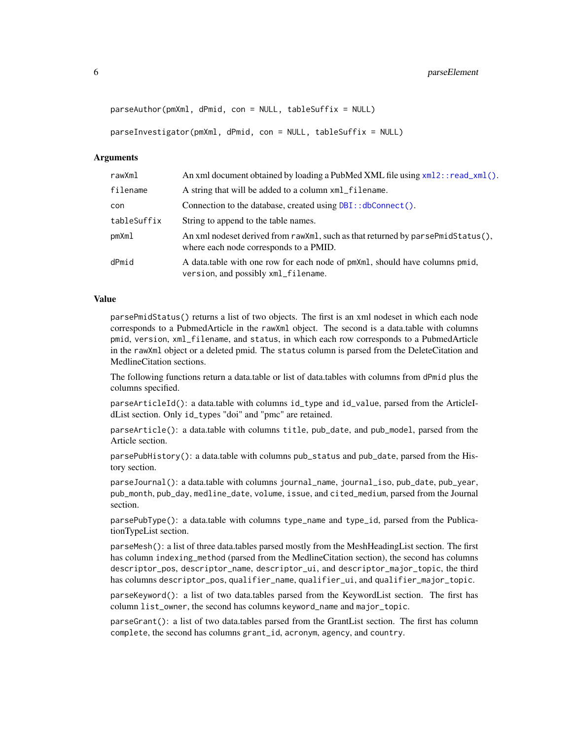```
parseAuthor(pmXml, dPmid, con = NULL, tableSuffix = NULL)

parseInvestigator(pmXml, dPmid, con = NULL, tableSuffix = NULL)
```

### Arguments

| | |
|---|---|
| rawXml | An xml document obtained by loading a PubMed XML file using `xml2::read_xml()`. |
| filename | A string that will be added to a column `xml_filename`. |
| con | Connection to the database, created using `DBI::dbConnect()`. |
| tableSuffix | String to append to the table names. |
| pmXml | An xml nodeset derived from `rawXml`, such as that returned by `parsePmidStatus()`, where each node corresponds to a PMID. |
| dPmid | A data.table with one row for each node of `pmXml`, should have columns `pmid`, `version`, and possibly `xml_filename`. |

### Value

`parsePmidStatus()` returns a list of two objects. The first is an xml nodeset in which each node corresponds to a PubmedArticle in the `rawXml` object. The second is a data.table with columns `pmid`, `version`, `xml_filename`, and `status`, in which each row corresponds to a PubmedArticle in the `rawXml` object or a deleted pmid. The `status` column is parsed from the DeleteCitation and MedlineCitation sections.

The following functions return a data.table or list of data.tables with columns from `dPmid` plus the columns specified.

`parseArticleId()`: a data.table with columns `id_type` and `id_value`, parsed from the ArticleIdList section. Only `id_types` "doi" and "pmc" are retained.

`parseArticle()`: a data.table with columns `title`, `pub_date`, and `pub_model`, parsed from the Article section.

`parsePubHistory()`: a data.table with columns `pub_status` and `pub_date`, parsed from the History section.

`parseJournal()`: a data.table with columns `journal_name`, `journal_iso`, `pub_date`, `pub_year`, `pub_month`, `pub_day`, `medline_date`, `volume`, `issue`, and `cited_medium`, parsed from the Journal section.

`parsePubType()`: a data.table with columns `type_name` and `type_id`, parsed from the PublicationTypeList section.

`parseMesh()`: a list of three data.tables parsed mostly from the MeshHeadingList section. The first has column `indexing_method` (parsed from the MedlineCitation section), the second has columns `descriptor_pos`, `descriptor_name`, `descriptor_ui`, and `descriptor_major_topic`, the third has columns `descriptor_pos`, `qualifier_name`, `qualifier_ui`, and `qualifier_major_topic`.

`parseKeyword()`: a list of two data.tables parsed from the KeywordList section. The first has column `list_owner`, the second has columns `keyword_name` and `major_topic`.

`parseGrant()`: a list of two data.tables parsed from the GrantList section. The first has column `complete`, the second has columns `grant_id`, `acronym`, `agency`, and `country`.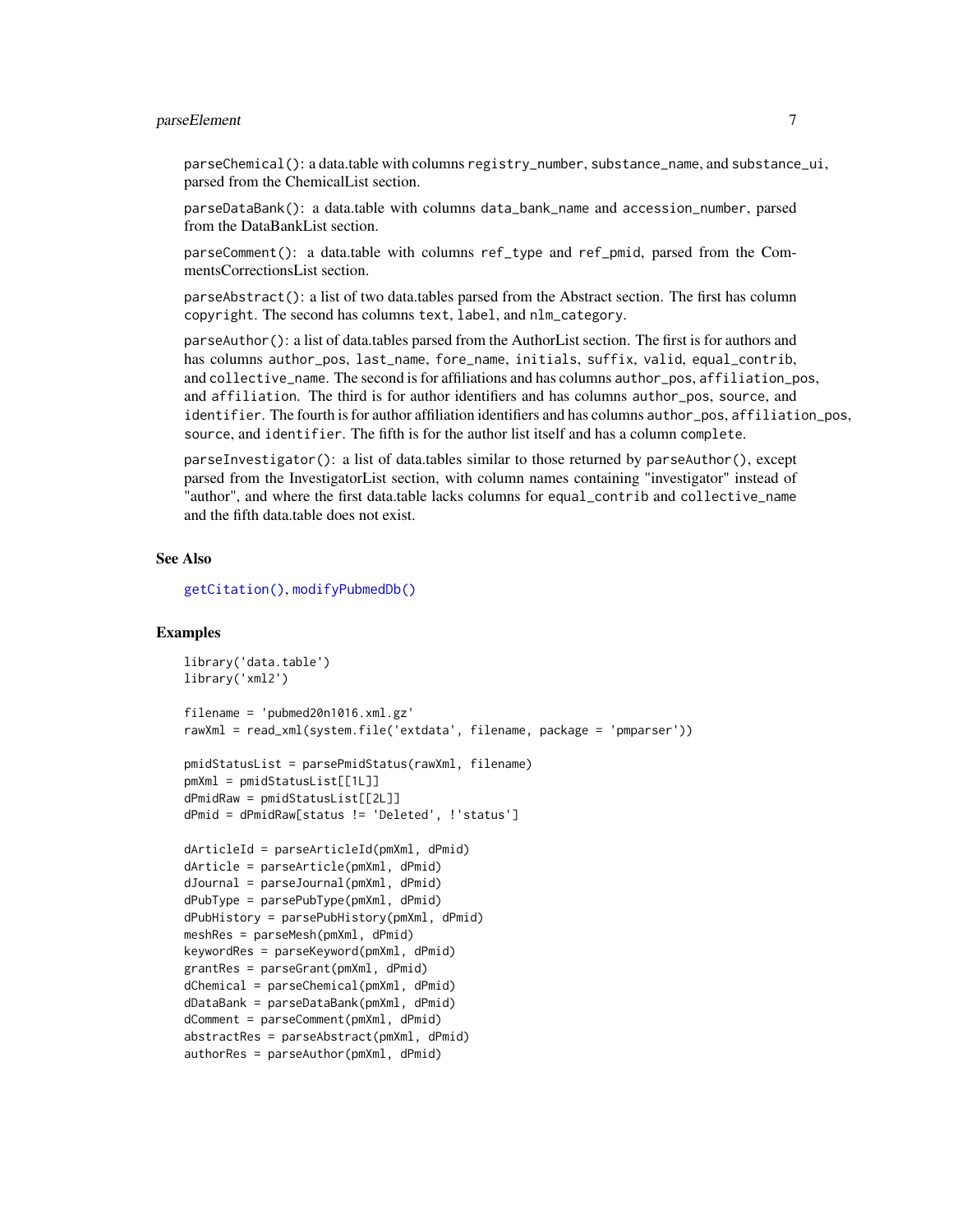`parseChemical()`: a data.table with columns `registry_number`, `substance_name`, and `substance_ui`, parsed from the ChemicalList section.

`parseDataBank()`: a data.table with columns `data_bank_name` and `accession_number`, parsed from the DataBankList section.

`parseComment()`: a data.table with columns `ref_type` and `ref_pmid`, parsed from the CommentsCorrectionsList section.

`parseAbstract()`: a list of two data.tables parsed from the Abstract section. The first has column `copyright`. The second has columns `text`, `label`, and `nlm_category`.

`parseAuthor()`: a list of data.tables parsed from the AuthorList section. The first is for authors and has columns `author_pos`, `last_name`, `fore_name`, `initials`, `suffix`, `valid`, `equal_contrib`, and `collective_name`. The second is for affiliations and has columns `author_pos`, `affiliation_pos`, and `affiliation`. The third is for author identifiers and has columns `author_pos`, `source`, and `identifier`. The fourth is for author affiliation identifiers and has columns `author_pos`, `affiliation_pos`, `source`, and `identifier`. The fifth is for the author list itself and has a column `complete`.

`parseInvestigator()`: a list of data.tables similar to those returned by `parseAuthor()`, except parsed from the InvestigatorList section, with column names containing "investigator" instead of "author", and where the first data.table lacks columns for `equal_contrib` and `collective_name` and the fifth data.table does not exist.

## See Also

`getCitation()`, `modifyPubmedDb()`

## Examples

```
library('data.table')
library('xml2')

filename = 'pubmed20n1016.xml.gz'
rawXml = read_xml(system.file('extdata', filename, package = 'pmparser'))

pmidStatusList = parsePmidStatus(rawXml, filename)
pmXml = pmidStatusList[[1L]]
dPmidRaw = pmidStatusList[[2L]]
dPmid = dPmidRaw[status != 'Deleted', !'status']

dArticleId = parseArticleId(pmXml, dPmid)
dArticle = parseArticle(pmXml, dPmid)
dJournal = parseJournal(pmXml, dPmid)
dPubType = parsePubType(pmXml, dPmid)
dPubHistory = parsePubHistory(pmXml, dPmid)
meshRes = parseMesh(pmXml, dPmid)
keywordRes = parseKeyword(pmXml, dPmid)
grantRes = parseGrant(pmXml, dPmid)
dChemical = parseChemical(pmXml, dPmid)
dDataBank = parseDataBank(pmXml, dPmid)
dComment = parseComment(pmXml, dPmid)
abstractRes = parseAbstract(pmXml, dPmid)
authorRes = parseAuthor(pmXml, dPmid)
```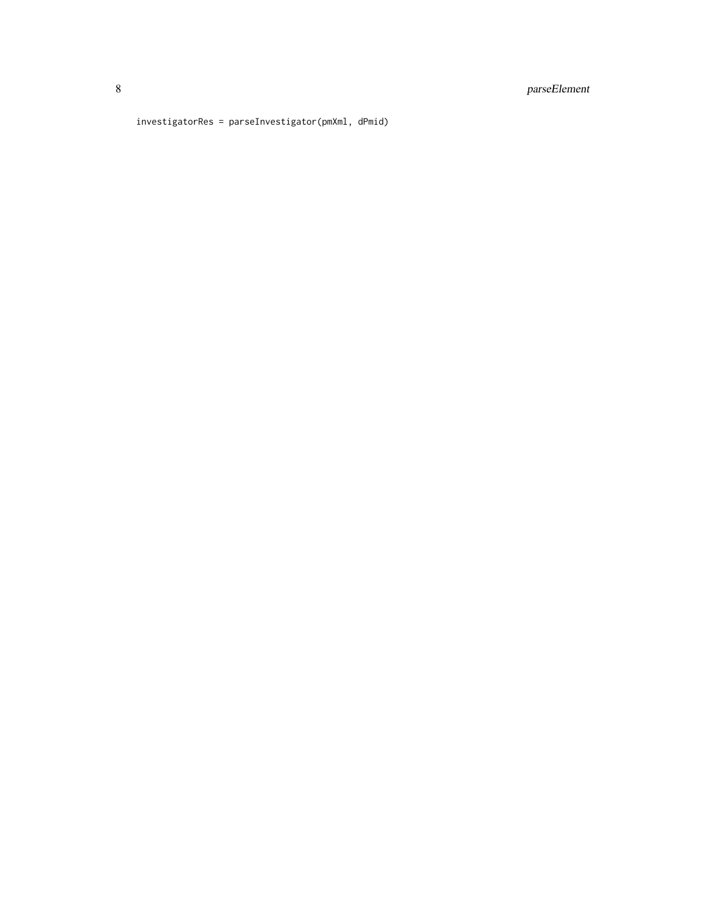```
investigatorRes = parseInvestigator(pmXml, dPmid)
```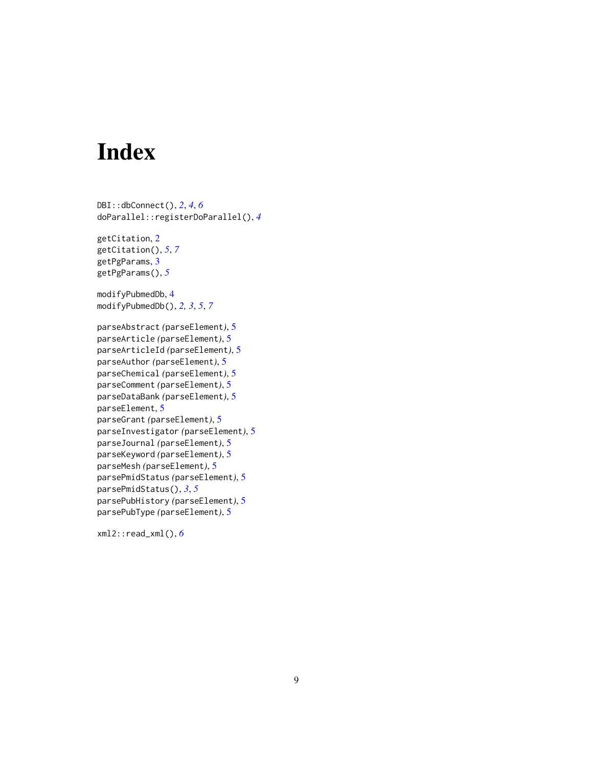# Index

DBI::dbConnect(), *2*, *4*, *6*
doParallel::registerDoParallel(), *4*

getCitation, 2
getCitation(), *5*, *7*
getPgParams, 3
getPgParams(), *5*

modifyPubmedDb, 4
modifyPubmedDb(), *2*, *3*, *5*, *7*

parseAbstract *(*parseElement*)*, 5
parseArticle *(*parseElement*)*, 5
parseArticleId *(*parseElement*)*, 5
parseAuthor *(*parseElement*)*, 5
parseChemical *(*parseElement*)*, 5
parseComment *(*parseElement*)*, 5
parseDataBank *(*parseElement*)*, 5
parseElement, 5
parseGrant *(*parseElement*)*, 5
parseInvestigator *(*parseElement*)*, 5
parseJournal *(*parseElement*)*, 5
parseKeyword *(*parseElement*)*, 5
parseMesh *(*parseElement*)*, 5
parsePmidStatus *(*parseElement*)*, 5
parsePmidStatus(), *3*, *5*
parsePubHistory *(*parseElement*)*, 5
parsePubType *(*parseElement*)*, 5

xml2::read_xml(), *6*